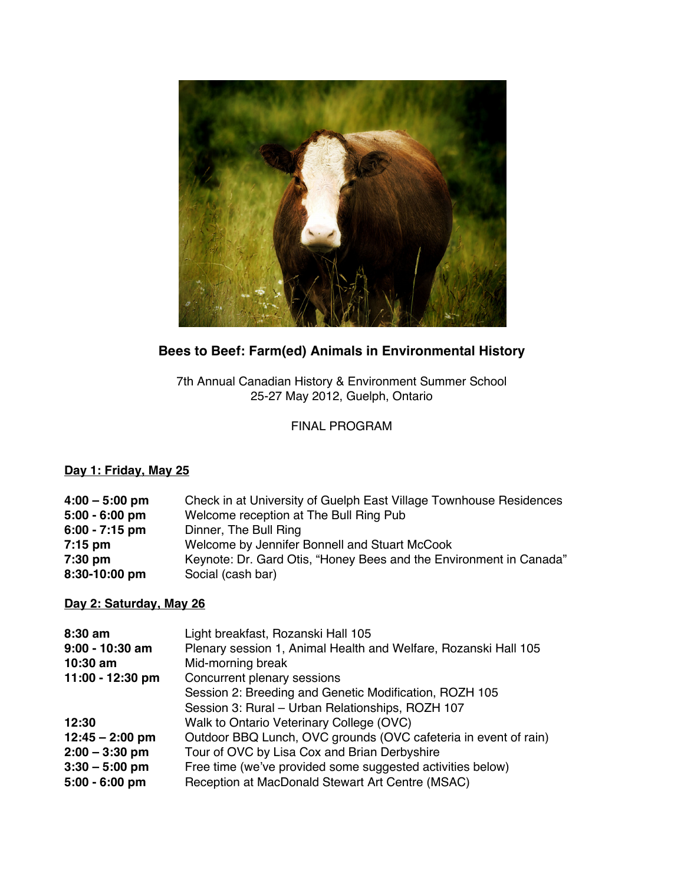# Bees to Beef: Farm(ed) Animals in Environmental History

7th Annual Canadian History & Environment Summer School
25-27 May 2012, Guelph, Ontario

FINAL PROGRAM

## Day 1: Friday, May 25

| | |
|---|---|
| **4:00 – 5:00 pm** | Check in at University of Guelph East Village Townhouse Residences |
| **5:00 - 6:00 pm** | Welcome reception at The Bull Ring Pub |
| **6:00 - 7:15 pm** | Dinner, The Bull Ring |
| **7:15 pm** | Welcome by Jennifer Bonnell and Stuart McCook |
| **7:30 pm** | Keynote: Dr. Gard Otis, "Honey Bees and the Environment in Canada" |
| **8:30-10:00 pm** | Social (cash bar) |

## Day 2: Saturday, May 26

| | |
|---|---|
| **8:30 am** | Light breakfast, Rozanski Hall 105 |
| **9:00 - 10:30 am** | Plenary session 1, Animal Health and Welfare, Rozanski Hall 105 |
| **10:30 am** | Mid-morning break |
| **11:00 - 12:30 pm** | Concurrent plenary sessions<br>Session 2: Breeding and Genetic Modification, ROZH 105<br>Session 3: Rural – Urban Relationships, ROZH 107 |
| **12:30** | Walk to Ontario Veterinary College (OVC) |
| **12:45 – 2:00 pm** | Outdoor BBQ Lunch, OVC grounds (OVC cafeteria in event of rain) |
| **2:00 – 3:30 pm** | Tour of OVC by Lisa Cox and Brian Derbyshire |
| **3:30 – 5:00 pm** | Free time (we've provided some suggested activities below) |
| **5:00 - 6:00 pm** | Reception at MacDonald Stewart Art Centre (MSAC) |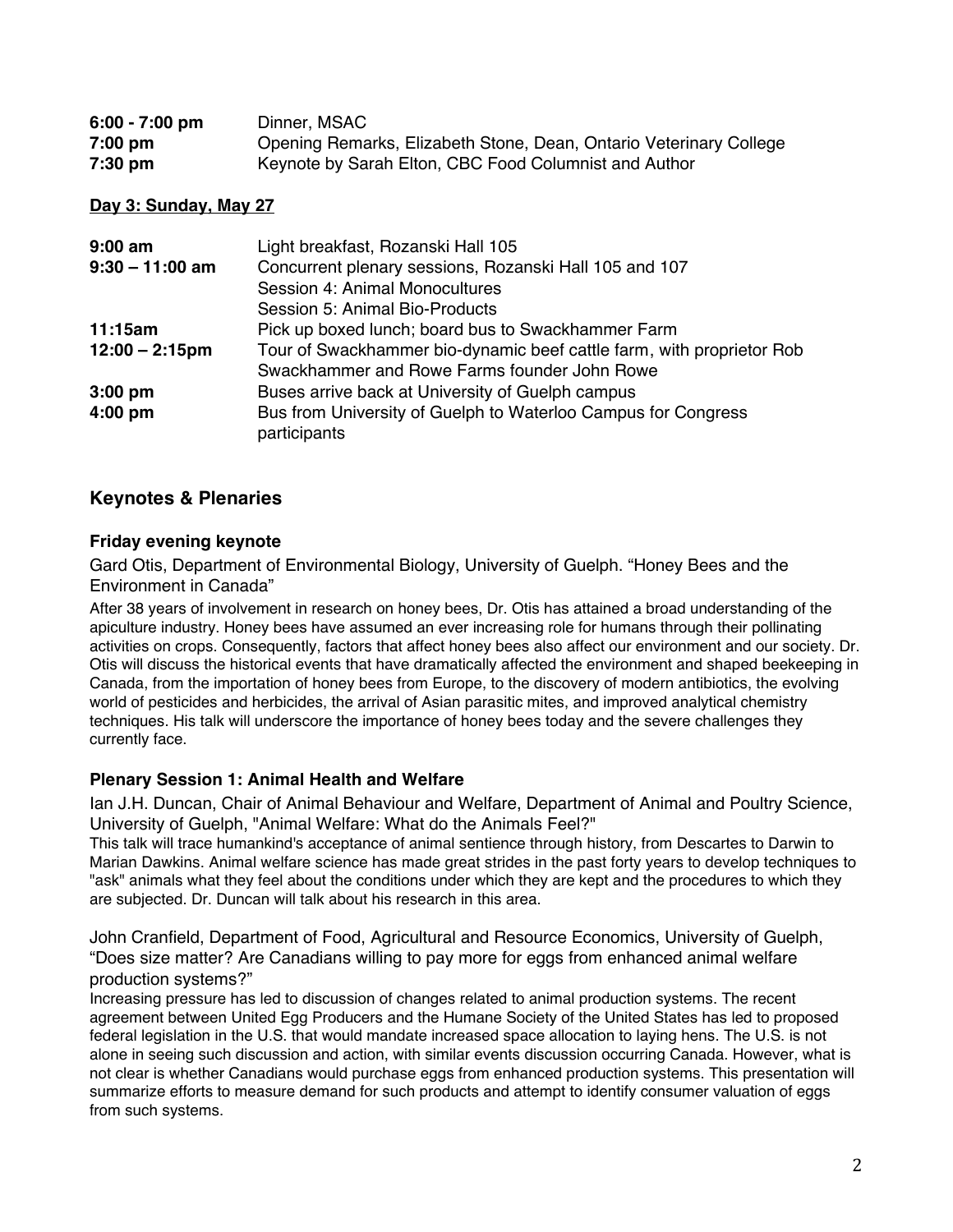| | |
|---|---|
| **6:00 - 7:00 pm** | Dinner, MSAC |
| **7:00 pm** | Opening Remarks, Elizabeth Stone, Dean, Ontario Veterinary College |
| **7:30 pm** | Keynote by Sarah Elton, CBC Food Columnist and Author |

**Day 3: Sunday, May 27**

| | |
|---|---|
| **9:00 am** | Light breakfast, Rozanski Hall 105 |
| **9:30 – 11:00 am** | Concurrent plenary sessions, Rozanski Hall 105 and 107<br>Session 4: Animal Monocultures<br>Session 5: Animal Bio-Products |
| **11:15am** | Pick up boxed lunch; board bus to Swackhammer Farm |
| **12:00 – 2:15pm** | Tour of Swackhammer bio-dynamic beef cattle farm, with proprietor Rob Swackhammer and Rowe Farms founder John Rowe |
| **3:00 pm** | Buses arrive back at University of Guelph campus |
| **4:00 pm** | Bus from University of Guelph to Waterloo Campus for Congress participants |

## Keynotes & Plenaries

### Friday evening keynote

Gard Otis, Department of Environmental Biology, University of Guelph. "Honey Bees and the Environment in Canada"

After 38 years of involvement in research on honey bees, Dr. Otis has attained a broad understanding of the apiculture industry. Honey bees have assumed an ever increasing role for humans through their pollinating activities on crops. Consequently, factors that affect honey bees also affect our environment and our society. Dr. Otis will discuss the historical events that have dramatically affected the environment and shaped beekeeping in Canada, from the importation of honey bees from Europe, to the discovery of modern antibiotics, the evolving world of pesticides and herbicides, the arrival of Asian parasitic mites, and improved analytical chemistry techniques. His talk will underscore the importance of honey bees today and the severe challenges they currently face.

### Plenary Session 1: Animal Health and Welfare

Ian J.H. Duncan, Chair of Animal Behaviour and Welfare, Department of Animal and Poultry Science, University of Guelph, "Animal Welfare: What do the Animals Feel?"

This talk will trace humankind's acceptance of animal sentience through history, from Descartes to Darwin to Marian Dawkins. Animal welfare science has made great strides in the past forty years to develop techniques to "ask" animals what they feel about the conditions under which they are kept and the procedures to which they are subjected. Dr. Duncan will talk about his research in this area.

John Cranfield, Department of Food, Agricultural and Resource Economics, University of Guelph, "Does size matter? Are Canadians willing to pay more for eggs from enhanced animal welfare production systems?"

Increasing pressure has led to discussion of changes related to animal production systems. The recent agreement between United Egg Producers and the Humane Society of the United States has led to proposed federal legislation in the U.S. that would mandate increased space allocation to laying hens. The U.S. is not alone in seeing such discussion and action, with similar events discussion occurring Canada. However, what is not clear is whether Canadians would purchase eggs from enhanced production systems. This presentation will summarize efforts to measure demand for such products and attempt to identify consumer valuation of eggs from such systems.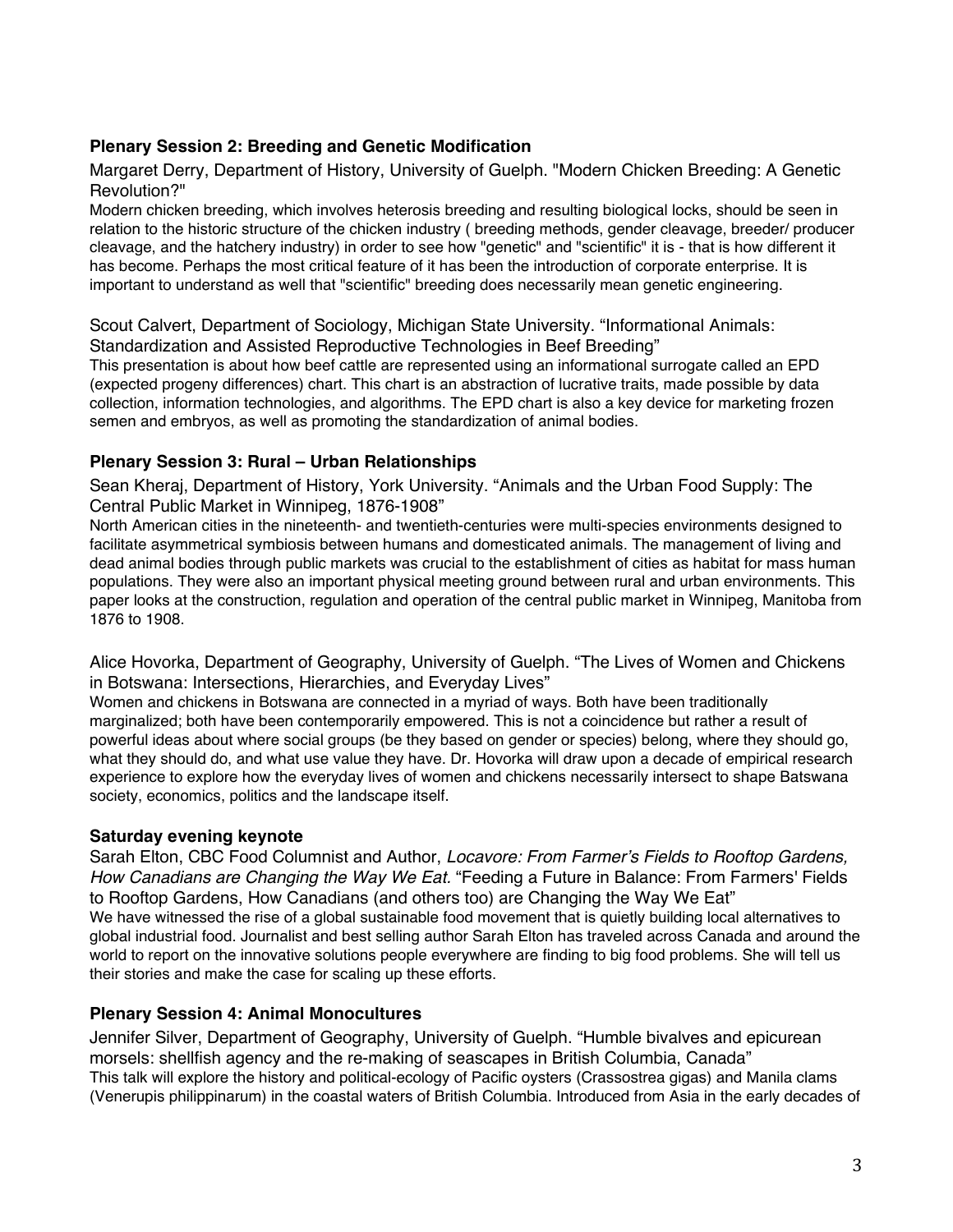### Plenary Session 2: Breeding and Genetic Modification

Margaret Derry, Department of History, University of Guelph. "Modern Chicken Breeding: A Genetic Revolution?"

Modern chicken breeding, which involves heterosis breeding and resulting biological locks, should be seen in relation to the historic structure of the chicken industry ( breeding methods, gender cleavage, breeder/ producer cleavage, and the hatchery industry) in order to see how "genetic" and "scientific" it is - that is how different it has become. Perhaps the most critical feature of it has been the introduction of corporate enterprise. It is important to understand as well that "scientific" breeding does necessarily mean genetic engineering.

Scout Calvert, Department of Sociology, Michigan State University. "Informational Animals: Standardization and Assisted Reproductive Technologies in Beef Breeding"

This presentation is about how beef cattle are represented using an informational surrogate called an EPD (expected progeny differences) chart. This chart is an abstraction of lucrative traits, made possible by data collection, information technologies, and algorithms. The EPD chart is also a key device for marketing frozen semen and embryos, as well as promoting the standardization of animal bodies.

### Plenary Session 3: Rural – Urban Relationships

Sean Kheraj, Department of History, York University. "Animals and the Urban Food Supply: The Central Public Market in Winnipeg, 1876-1908"

North American cities in the nineteenth- and twentieth-centuries were multi-species environments designed to facilitate asymmetrical symbiosis between humans and domesticated animals. The management of living and dead animal bodies through public markets was crucial to the establishment of cities as habitat for mass human populations. They were also an important physical meeting ground between rural and urban environments. This paper looks at the construction, regulation and operation of the central public market in Winnipeg, Manitoba from 1876 to 1908.

Alice Hovorka, Department of Geography, University of Guelph. "The Lives of Women and Chickens in Botswana: Intersections, Hierarchies, and Everyday Lives"

Women and chickens in Botswana are connected in a myriad of ways. Both have been traditionally marginalized; both have been contemporarily empowered. This is not a coincidence but rather a result of powerful ideas about where social groups (be they based on gender or species) belong, where they should go, what they should do, and what use value they have. Dr. Hovorka will draw upon a decade of empirical research experience to explore how the everyday lives of women and chickens necessarily intersect to shape Batswana society, economics, politics and the landscape itself.

### Saturday evening keynote

Sarah Elton, CBC Food Columnist and Author, *Locavore: From Farmer's Fields to Rooftop Gardens, How Canadians are Changing the Way We Eat.* "Feeding a Future in Balance: From Farmers' Fields to Rooftop Gardens, How Canadians (and others too) are Changing the Way We Eat"

We have witnessed the rise of a global sustainable food movement that is quietly building local alternatives to global industrial food. Journalist and best selling author Sarah Elton has traveled across Canada and around the world to report on the innovative solutions people everywhere are finding to big food problems. She will tell us their stories and make the case for scaling up these efforts.

### Plenary Session 4: Animal Monocultures

Jennifer Silver, Department of Geography, University of Guelph. "Humble bivalves and epicurean morsels: shellfish agency and the re-making of seascapes in British Columbia, Canada"

This talk will explore the history and political-ecology of Pacific oysters (Crassostrea gigas) and Manila clams (Venerupis philippinarum) in the coastal waters of British Columbia. Introduced from Asia in the early decades of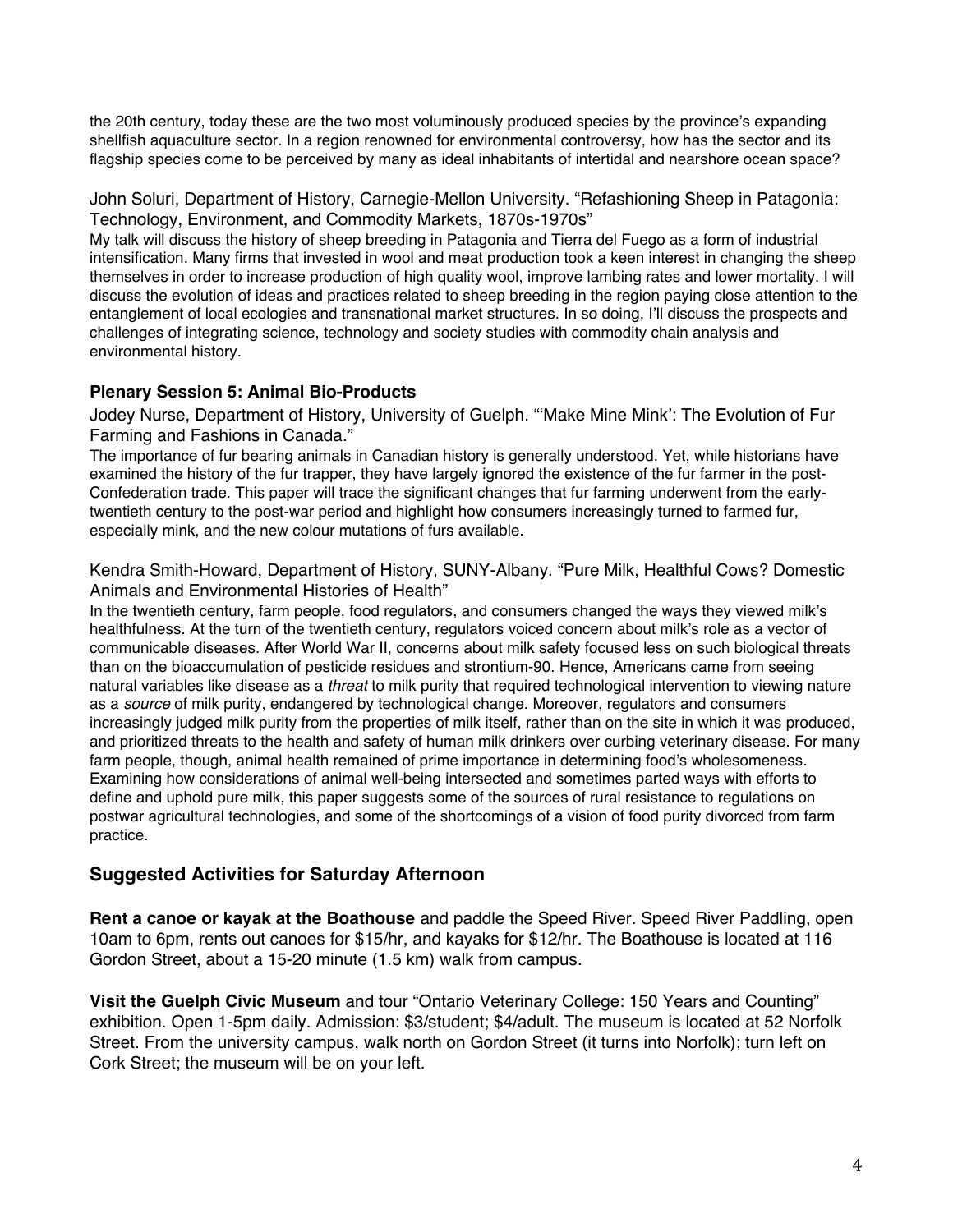the 20th century, today these are the two most voluminously produced species by the province's expanding shellfish aquaculture sector. In a region renowned for environmental controversy, how has the sector and its flagship species come to be perceived by many as ideal inhabitants of intertidal and nearshore ocean space?

John Soluri, Department of History, Carnegie-Mellon University. "Refashioning Sheep in Patagonia: Technology, Environment, and Commodity Markets, 1870s-1970s"

My talk will discuss the history of sheep breeding in Patagonia and Tierra del Fuego as a form of industrial intensification. Many firms that invested in wool and meat production took a keen interest in changing the sheep themselves in order to increase production of high quality wool, improve lambing rates and lower mortality. I will discuss the evolution of ideas and practices related to sheep breeding in the region paying close attention to the entanglement of local ecologies and transnational market structures. In so doing, I'll discuss the prospects and challenges of integrating science, technology and society studies with commodity chain analysis and environmental history.

### Plenary Session 5: Animal Bio-Products

Jodey Nurse, Department of History, University of Guelph. "'Make Mine Mink': The Evolution of Fur Farming and Fashions in Canada."

The importance of fur bearing animals in Canadian history is generally understood. Yet, while historians have examined the history of the fur trapper, they have largely ignored the existence of the fur farmer in the post-Confederation trade. This paper will trace the significant changes that fur farming underwent from the early-twentieth century to the post-war period and highlight how consumers increasingly turned to farmed fur, especially mink, and the new colour mutations of furs available.

Kendra Smith-Howard, Department of History, SUNY-Albany. "Pure Milk, Healthful Cows? Domestic Animals and Environmental Histories of Health"

In the twentieth century, farm people, food regulators, and consumers changed the ways they viewed milk's healthfulness. At the turn of the twentieth century, regulators voiced concern about milk's role as a vector of communicable diseases. After World War II, concerns about milk safety focused less on such biological threats than on the bioaccumulation of pesticide residues and strontium-90. Hence, Americans came from seeing natural variables like disease as a *threat* to milk purity that required technological intervention to viewing nature as a *source* of milk purity, endangered by technological change. Moreover, regulators and consumers increasingly judged milk purity from the properties of milk itself, rather than on the site in which it was produced, and prioritized threats to the health and safety of human milk drinkers over curbing veterinary disease. For many farm people, though, animal health remained of prime importance in determining food's wholesomeness. Examining how considerations of animal well-being intersected and sometimes parted ways with efforts to define and uphold pure milk, this paper suggests some of the sources of rural resistance to regulations on postwar agricultural technologies, and some of the shortcomings of a vision of food purity divorced from farm practice.

## Suggested Activities for Saturday Afternoon

**Rent a canoe or kayak at the Boathouse** and paddle the Speed River. Speed River Paddling, open 10am to 6pm, rents out canoes for $15/hr, and kayaks for $12/hr. The Boathouse is located at 116 Gordon Street, about a 15-20 minute (1.5 km) walk from campus.

**Visit the Guelph Civic Museum** and tour "Ontario Veterinary College: 150 Years and Counting" exhibition. Open 1-5pm daily. Admission: $3/student; $4/adult. The museum is located at 52 Norfolk Street. From the university campus, walk north on Gordon Street (it turns into Norfolk); turn left on Cork Street; the museum will be on your left.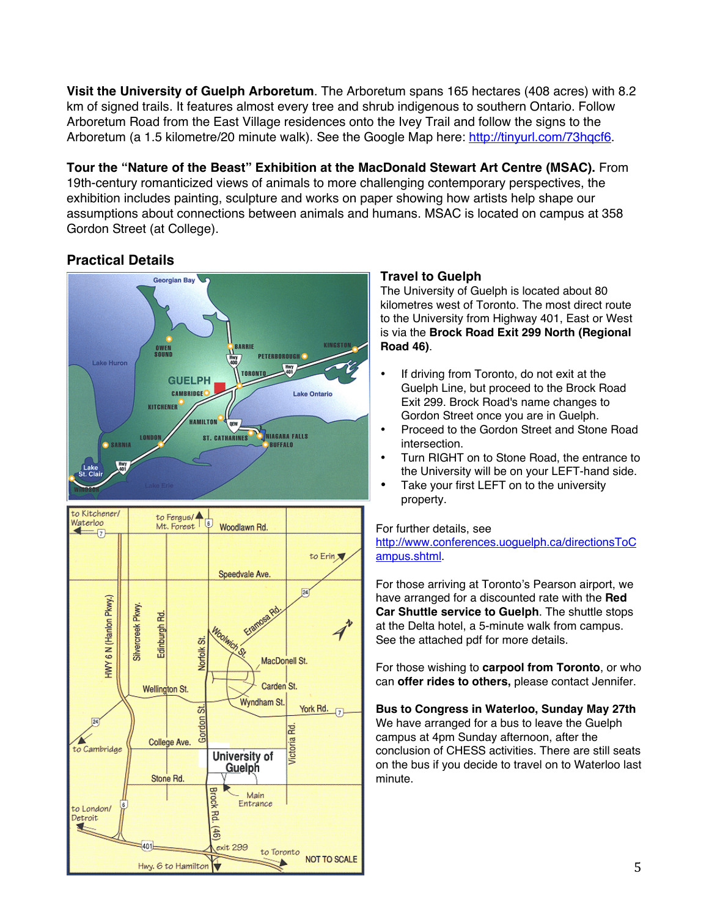**Visit the University of Guelph Arboretum**. The Arboretum spans 165 hectares (408 acres) with 8.2 km of signed trails. It features almost every tree and shrub indigenous to southern Ontario. Follow Arboretum Road from the East Village residences onto the Ivey Trail and follow the signs to the Arboretum (a 1.5 kilometre/20 minute walk). See the Google Map here: http://tinyurl.com/73hqcf6.

**Tour the "Nature of the Beast" Exhibition at the MacDonald Stewart Art Centre (MSAC).** From 19th-century romanticized views of animals to more challenging contemporary perspectives, the exhibition includes painting, sculpture and works on paper showing how artists help shape our assumptions about connections between animals and humans. MSAC is located on campus at 358 Gordon Street (at College).

## Practical Details

### Travel to Guelph

The University of Guelph is located about 80 kilometres west of Toronto. The most direct route to the University from Highway 401, East or West is via the **Brock Road Exit 299 North (Regional Road 46)**.

- If driving from Toronto, do not exit at the Guelph Line, but proceed to the Brock Road Exit 299. Brock Road's name changes to Gordon Street once you are in Guelph.
- Proceed to the Gordon Street and Stone Road intersection.
- Turn RIGHT on to Stone Road, the entrance to the University will be on your LEFT-hand side.
- Take your first LEFT on to the university property.

For further details, see http://www.conferences.uoguelph.ca/directionsToCampus.shtml.

For those arriving at Toronto's Pearson airport, we have arranged for a discounted rate with the **Red Car Shuttle service to Guelph**. The shuttle stops at the Delta hotel, a 5-minute walk from campus. See the attached pdf for more details.

For those wishing to **carpool from Toronto**, or who can **offer rides to others,** please contact Jennifer.

**Bus to Congress in Waterloo, Sunday May 27th**

We have arranged for a bus to leave the Guelph campus at 4pm Sunday afternoon, after the conclusion of CHESS activities. There are still seats on the bus if you decide to travel on to Waterloo last minute.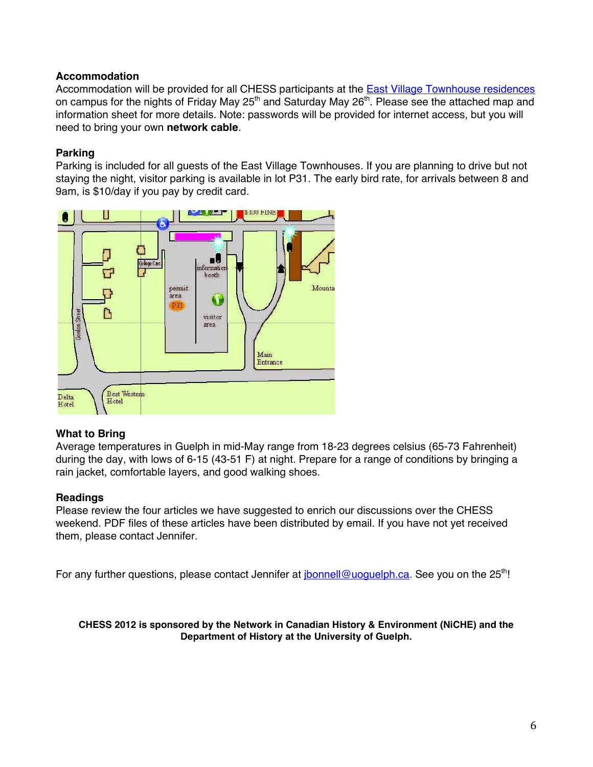### Accommodation

Accommodation will be provided for all CHESS participants at the East Village Townhouse residences on campus for the nights of Friday May 25th and Saturday May 26th. Please see the attached map and information sheet for more details. Note: passwords will be provided for internet access, but you will need to bring your own **network cable**.

### Parking

Parking is included for all guests of the East Village Townhouses. If you are planning to drive but not staying the night, visitor parking is available in lot P31. The early bird rate, for arrivals between 8 and 9am, is $10/day if you pay by credit card.

$100 FINE
College Cres
information booth
permit area
P31
visitor area
Mounta
Gordon Street
Main Entrance
Delta Hotel
Best Western Hotel

### What to Bring

Average temperatures in Guelph in mid-May range from 18-23 degrees celsius (65-73 Fahrenheit) during the day, with lows of 6-15 (43-51 F) at night. Prepare for a range of conditions by bringing a rain jacket, comfortable layers, and good walking shoes.

### Readings

Please review the four articles we have suggested to enrich our discussions over the CHESS weekend. PDF files of these articles have been distributed by email. If you have not yet received them, please contact Jennifer.

For any further questions, please contact Jennifer at jbonnell@uoguelph.ca. See you on the 25th!

**CHESS 2012 is sponsored by the Network in Canadian History & Environment (NiCHE) and the Department of History at the University of Guelph.**